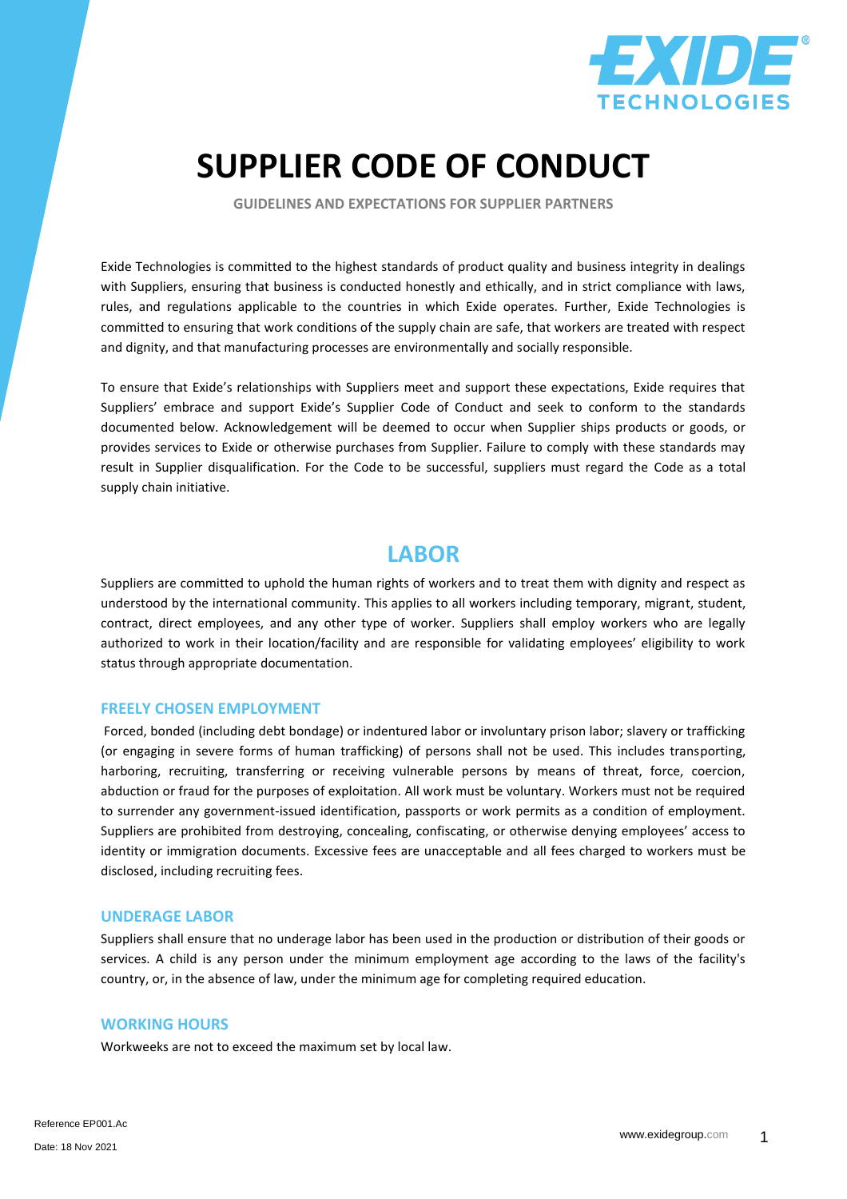# SUPPLIER CODE OF CONDUCT

**GUIDELINES AND EXPECTATIONS FOR SUPPLIER PARTNERS**

Exide Technologies is committed to the highest standards of product quality and business integrity in dealings with Suppliers, ensuring that business is conducted honestly and ethically, and in strict compliance with laws, rules, and regulations applicable to the countries in which Exide operates. Further, Exide Technologies is committed to ensuring that work conditions of the supply chain are safe, that workers are treated with respect and dignity, and that manufacturing processes are environmentally and socially responsible.

To ensure that Exide's relationships with Suppliers meet and support these expectations, Exide requires that Suppliers' embrace and support Exide's Supplier Code of Conduct and seek to conform to the standards documented below. Acknowledgement will be deemed to occur when Supplier ships products or goods, or provides services to Exide or otherwise purchases from Supplier. Failure to comply with these standards may result in Supplier disqualification. For the Code to be successful, suppliers must regard the Code as a total supply chain initiative.

## LABOR

Suppliers are committed to uphold the human rights of workers and to treat them with dignity and respect as understood by the international community. This applies to all workers including temporary, migrant, student, contract, direct employees, and any other type of worker. Suppliers shall employ workers who are legally authorized to work in their location/facility and are responsible for validating employees' eligibility to work status through appropriate documentation.

### FREELY CHOSEN EMPLOYMENT

Forced, bonded (including debt bondage) or indentured labor or involuntary prison labor; slavery or trafficking (or engaging in severe forms of human trafficking) of persons shall not be used. This includes transporting, harboring, recruiting, transferring or receiving vulnerable persons by means of threat, force, coercion, abduction or fraud for the purposes of exploitation. All work must be voluntary. Workers must not be required to surrender any government-issued identification, passports or work permits as a condition of employment. Suppliers are prohibited from destroying, concealing, confiscating, or otherwise denying employees' access to identity or immigration documents. Excessive fees are unacceptable and all fees charged to workers must be disclosed, including recruiting fees.

### UNDERAGE LABOR

Suppliers shall ensure that no underage labor has been used in the production or distribution of their goods or services. A child is any person under the minimum employment age according to the laws of the facility's country, or, in the absence of law, under the minimum age for completing required education.

### WORKING HOURS

Workweeks are not to exceed the maximum set by local law.

Reference EP001.Ac

Date: 18 Nov 2021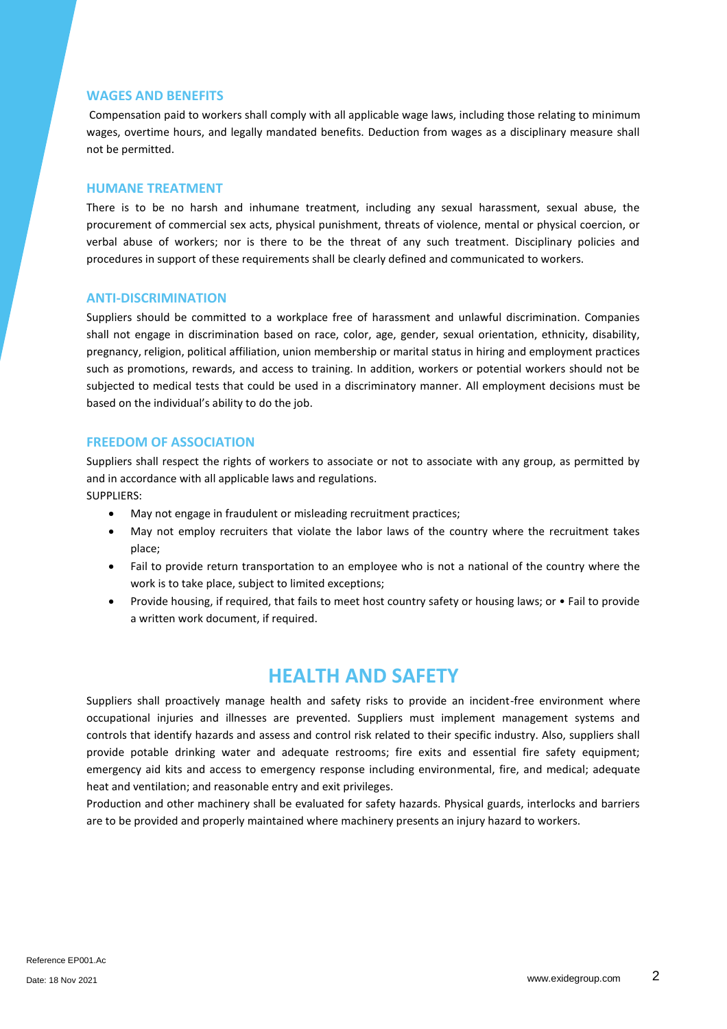### WAGES AND BENEFITS

Compensation paid to workers shall comply with all applicable wage laws, including those relating to minimum wages, overtime hours, and legally mandated benefits. Deduction from wages as a disciplinary measure shall not be permitted.

### HUMANE TREATMENT

There is to be no harsh and inhumane treatment, including any sexual harassment, sexual abuse, the procurement of commercial sex acts, physical punishment, threats of violence, mental or physical coercion, or verbal abuse of workers; nor is there to be the threat of any such treatment. Disciplinary policies and procedures in support of these requirements shall be clearly defined and communicated to workers.

### ANTI-DISCRIMINATION

Suppliers should be committed to a workplace free of harassment and unlawful discrimination. Companies shall not engage in discrimination based on race, color, age, gender, sexual orientation, ethnicity, disability, pregnancy, religion, political affiliation, union membership or marital status in hiring and employment practices such as promotions, rewards, and access to training. In addition, workers or potential workers should not be subjected to medical tests that could be used in a discriminatory manner. All employment decisions must be based on the individual's ability to do the job.

### FREEDOM OF ASSOCIATION

Suppliers shall respect the rights of workers to associate or not to associate with any group, as permitted by and in accordance with all applicable laws and regulations.
SUPPLIERS:

- May not engage in fraudulent or misleading recruitment practices;
- May not employ recruiters that violate the labor laws of the country where the recruitment takes place;
- Fail to provide return transportation to an employee who is not a national of the country where the work is to take place, subject to limited exceptions;
- Provide housing, if required, that fails to meet host country safety or housing laws; or • Fail to provide a written work document, if required.

## HEALTH AND SAFETY

Suppliers shall proactively manage health and safety risks to provide an incident-free environment where occupational injuries and illnesses are prevented. Suppliers must implement management systems and controls that identify hazards and assess and control risk related to their specific industry. Also, suppliers shall provide potable drinking water and adequate restrooms; fire exits and essential fire safety equipment; emergency aid kits and access to emergency response including environmental, fire, and medical; adequate heat and ventilation; and reasonable entry and exit privileges.
Production and other machinery shall be evaluated for safety hazards. Physical guards, interlocks and barriers are to be provided and properly maintained where machinery presents an injury hazard to workers.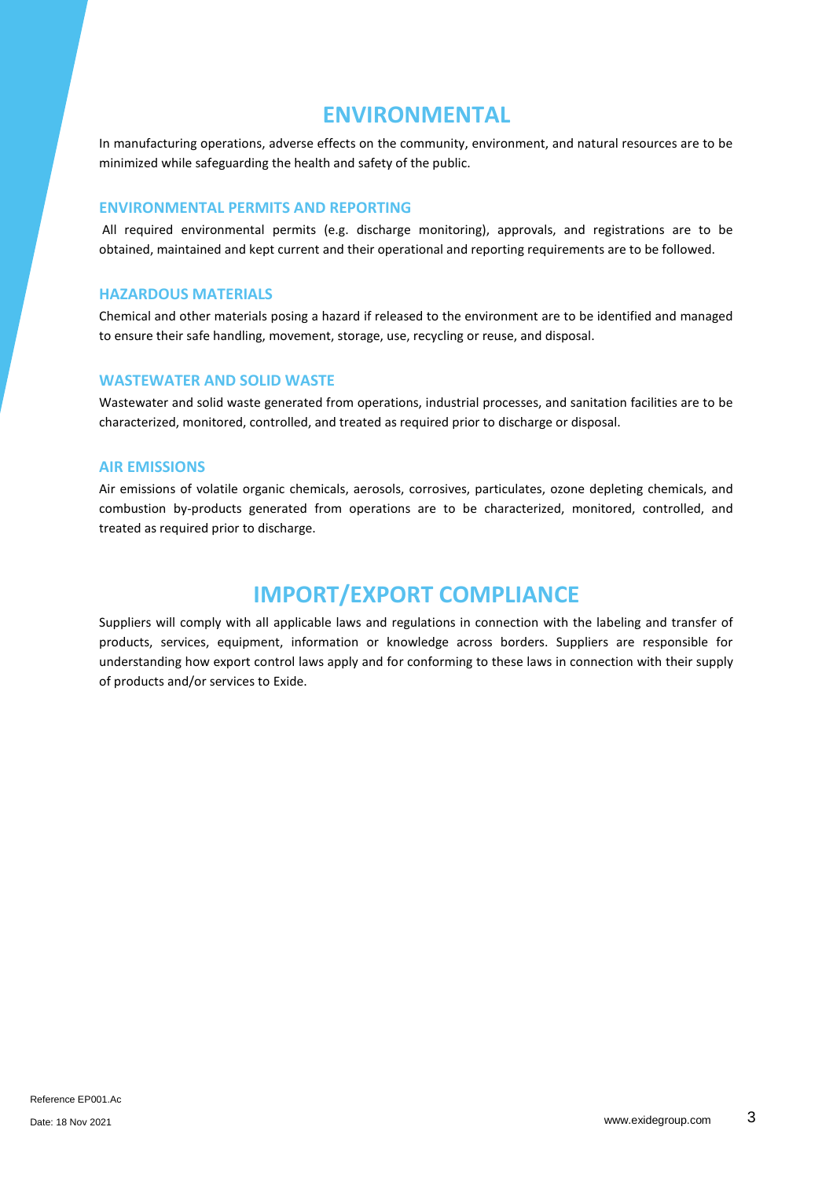# ENVIRONMENTAL

In manufacturing operations, adverse effects on the community, environment, and natural resources are to be minimized while safeguarding the health and safety of the public.

## ENVIRONMENTAL PERMITS AND REPORTING

All required environmental permits (e.g. discharge monitoring), approvals, and registrations are to be obtained, maintained and kept current and their operational and reporting requirements are to be followed.

## HAZARDOUS MATERIALS

Chemical and other materials posing a hazard if released to the environment are to be identified and managed to ensure their safe handling, movement, storage, use, recycling or reuse, and disposal.

## WASTEWATER AND SOLID WASTE

Wastewater and solid waste generated from operations, industrial processes, and sanitation facilities are to be characterized, monitored, controlled, and treated as required prior to discharge or disposal.

## AIR EMISSIONS

Air emissions of volatile organic chemicals, aerosols, corrosives, particulates, ozone depleting chemicals, and combustion by-products generated from operations are to be characterized, monitored, controlled, and treated as required prior to discharge.

# IMPORT/EXPORT COMPLIANCE

Suppliers will comply with all applicable laws and regulations in connection with the labeling and transfer of products, services, equipment, information or knowledge across borders. Suppliers are responsible for understanding how export control laws apply and for conforming to these laws in connection with their supply of products and/or services to Exide.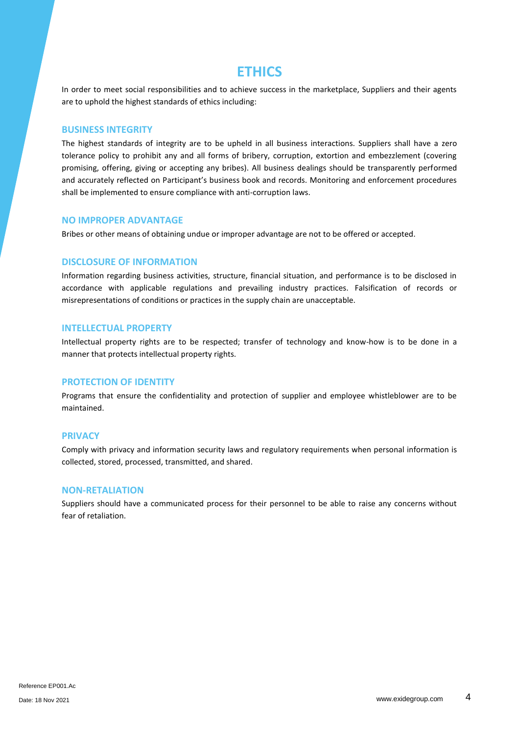# ETHICS

In order to meet social responsibilities and to achieve success in the marketplace, Suppliers and their agents are to uphold the highest standards of ethics including:

## BUSINESS INTEGRITY

The highest standards of integrity are to be upheld in all business interactions. Suppliers shall have a zero tolerance policy to prohibit any and all forms of bribery, corruption, extortion and embezzlement (covering promising, offering, giving or accepting any bribes). All business dealings should be transparently performed and accurately reflected on Participant's business book and records. Monitoring and enforcement procedures shall be implemented to ensure compliance with anti-corruption laws.

## NO IMPROPER ADVANTAGE

Bribes or other means of obtaining undue or improper advantage are not to be offered or accepted.

## DISCLOSURE OF INFORMATION

Information regarding business activities, structure, financial situation, and performance is to be disclosed in accordance with applicable regulations and prevailing industry practices. Falsification of records or misrepresentations of conditions or practices in the supply chain are unacceptable.

## INTELLECTUAL PROPERTY

Intellectual property rights are to be respected; transfer of technology and know-how is to be done in a manner that protects intellectual property rights.

## PROTECTION OF IDENTITY

Programs that ensure the confidentiality and protection of supplier and employee whistleblower are to be maintained.

## PRIVACY

Comply with privacy and information security laws and regulatory requirements when personal information is collected, stored, processed, transmitted, and shared.

## NON-RETALIATION

Suppliers should have a communicated process for their personnel to be able to raise any concerns without fear of retaliation.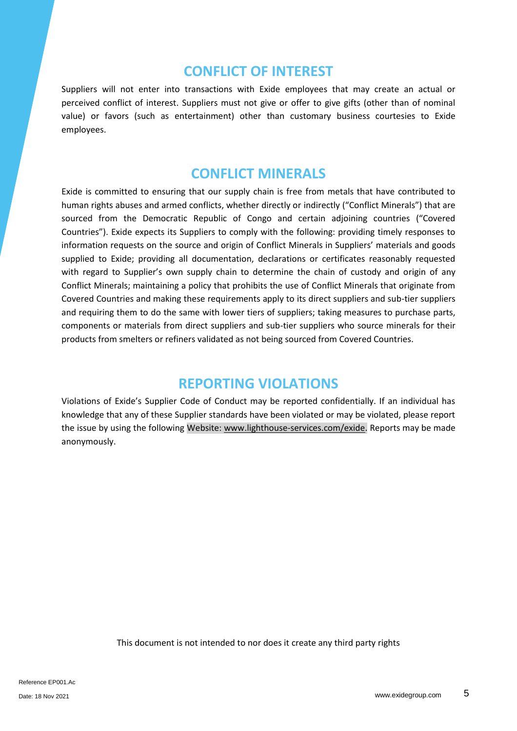## CONFLICT OF INTEREST

Suppliers will not enter into transactions with Exide employees that may create an actual or perceived conflict of interest. Suppliers must not give or offer to give gifts (other than of nominal value) or favors (such as entertainment) other than customary business courtesies to Exide employees.

## CONFLICT MINERALS

Exide is committed to ensuring that our supply chain is free from metals that have contributed to human rights abuses and armed conflicts, whether directly or indirectly ("Conflict Minerals") that are sourced from the Democratic Republic of Congo and certain adjoining countries ("Covered Countries"). Exide expects its Suppliers to comply with the following: providing timely responses to information requests on the source and origin of Conflict Minerals in Suppliers' materials and goods supplied to Exide; providing all documentation, declarations or certificates reasonably requested with regard to Supplier's own supply chain to determine the chain of custody and origin of any Conflict Minerals; maintaining a policy that prohibits the use of Conflict Minerals that originate from Covered Countries and making these requirements apply to its direct suppliers and sub-tier suppliers and requiring them to do the same with lower tiers of suppliers; taking measures to purchase parts, components or materials from direct suppliers and sub-tier suppliers who source minerals for their products from smelters or refiners validated as not being sourced from Covered Countries.

## REPORTING VIOLATIONS

Violations of Exide's Supplier Code of Conduct may be reported confidentially. If an individual has knowledge that any of these Supplier standards have been violated or may be violated, please report the issue by using the following Website: www.lighthouse-services.com/exide. Reports may be made anonymously.

This document is not intended to nor does it create any third party rights

Reference EP001.Ac

Date: 18 Nov 2021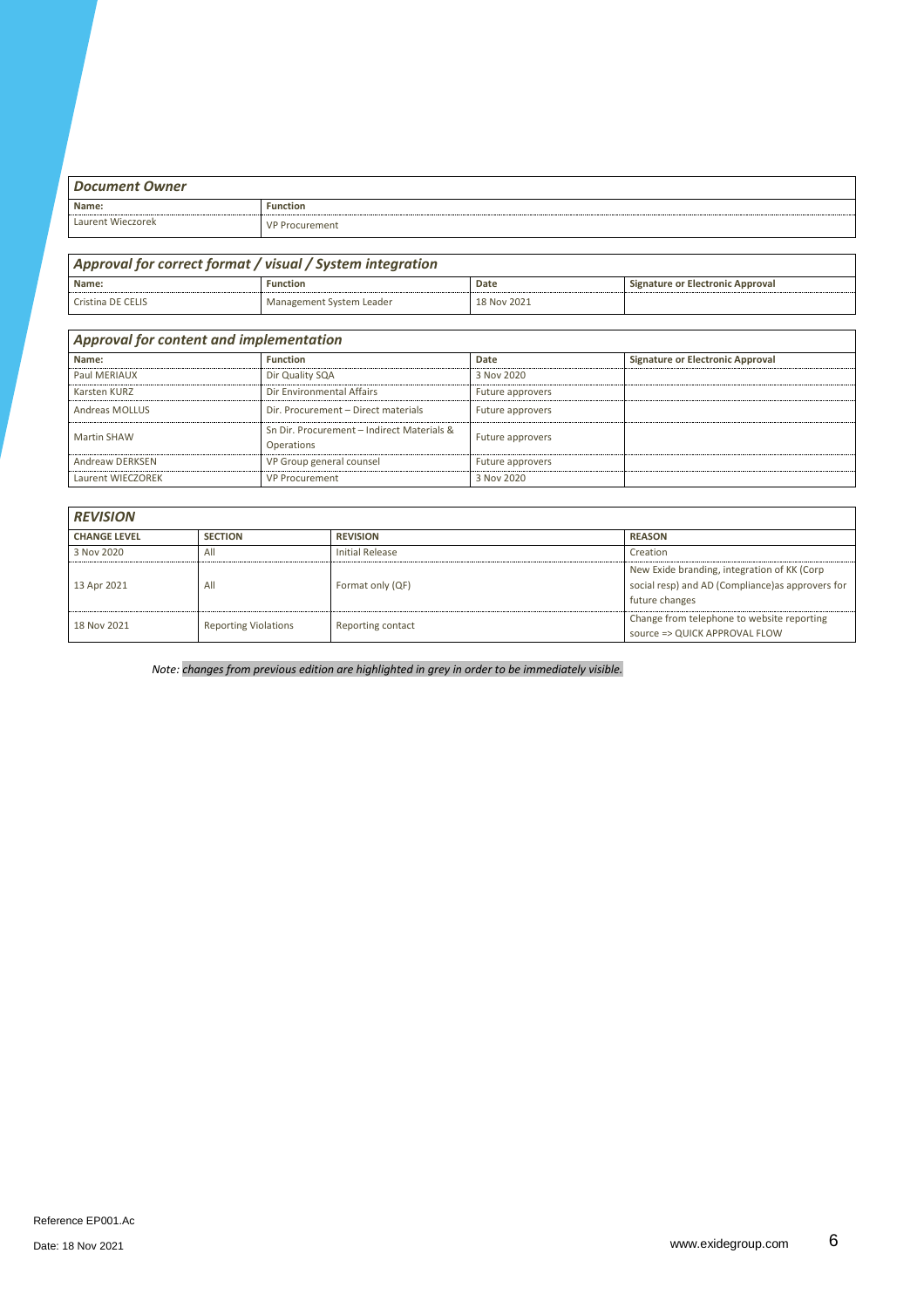| *Document Owner* | |
|---|---|
| **Name:** | **Function** |
| Laurent Wieczorek | VP Procurement |

| *Approval for correct format / visual / System integration* | | | |
|---|---|---|---|
| **Name:** | **Function** | **Date** | **Signature or Electronic Approval** |
| Cristina DE CELIS | Management System Leader | 18 Nov 2021 | |

| *Approval for content and implementation* | | | |
|---|---|---|---|
| **Name:** | **Function** | **Date** | **Signature or Electronic Approval** |
| Paul MERIAUX | Dir Quality SQA | 3 Nov 2020 | |
| Karsten KURZ | Dir Environmental Affairs | Future approvers | |
| Andreas MOLLUS | Dir. Procurement – Direct materials | Future approvers | |
| Martin SHAW | Sn Dir. Procurement – Indirect Materials & Operations | Future approvers | |
| Andreaw DERKSEN | VP Group general counsel | Future approvers | |
| Laurent WIECZOREK | VP Procurement | 3 Nov 2020 | |

| *REVISION* | | | |
|---|---|---|---|
| **CHANGE LEVEL** | **SECTION** | **REVISION** | **REASON** |
| 3 Nov 2020 | All | Initial Release | Creation |
| 13 Apr 2021 | All | Format only (QF) | New Exide branding, integration of KK (Corp social resp) and AD (Compliance)as approvers for future changes |
| 18 Nov 2021 | Reporting Violations | Reporting contact | Change from telephone to website reporting source => QUICK APPROVAL FLOW |

*Note: changes from previous edition are highlighted in grey in order to be immediately visible.*

Reference EP001.Ac

Date: 18 Nov 2021

www.exidegroup.com